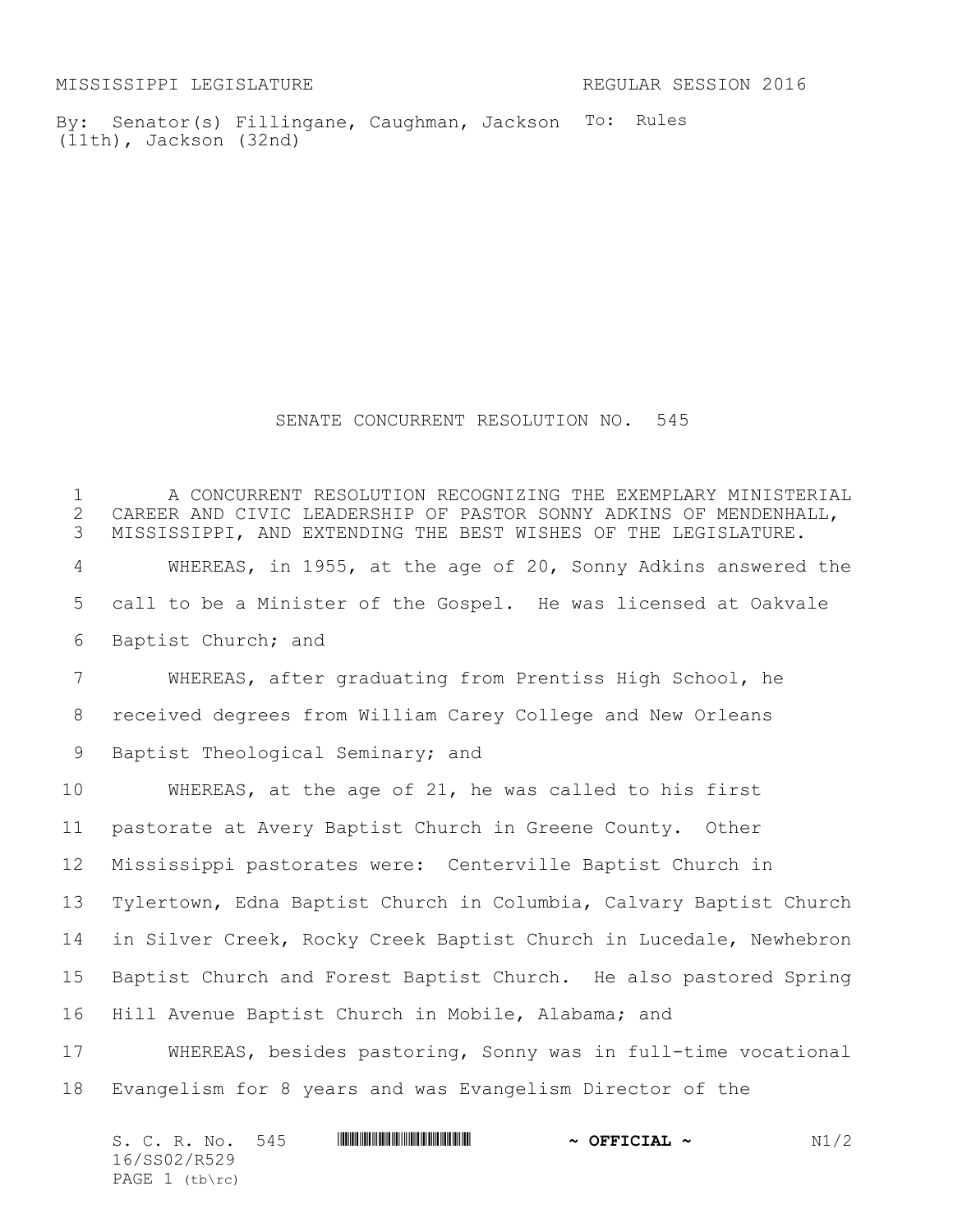MISSISSIPPI LEGISLATURE REGULAR SESSION 2016

By: Senator(s) Fillingane, Caughman, Jackson (11th), Jackson (32nd)

To: Rules

# SENATE CONCURRENT RESOLUTION NO. 545

A CONCURRENT RESOLUTION RECOGNIZING THE EXEMPLARY MINISTERIAL CAREER AND CIVIC LEADERSHIP OF PASTOR SONNY ADKINS OF MENDENHALL, MISSISSIPPI, AND EXTENDING THE BEST WISHES OF THE LEGISLATURE.

WHEREAS, in 1955, at the age of 20, Sonny Adkins answered the call to be a Minister of the Gospel. He was licensed at Oakvale Baptist Church; and

WHEREAS, after graduating from Prentiss High School, he received degrees from William Carey College and New Orleans Baptist Theological Seminary; and

WHEREAS, at the age of 21, he was called to his first pastorate at Avery Baptist Church in Greene County. Other Mississippi pastorates were: Centerville Baptist Church in Tylertown, Edna Baptist Church in Columbia, Calvary Baptist Church in Silver Creek, Rocky Creek Baptist Church in Lucedale, Newhebron Baptist Church and Forest Baptist Church. He also pastored Spring Hill Avenue Baptist Church in Mobile, Alabama; and

WHEREAS, besides pastoring, Sonny was in full-time vocational Evangelism for 8 years and was Evangelism Director of the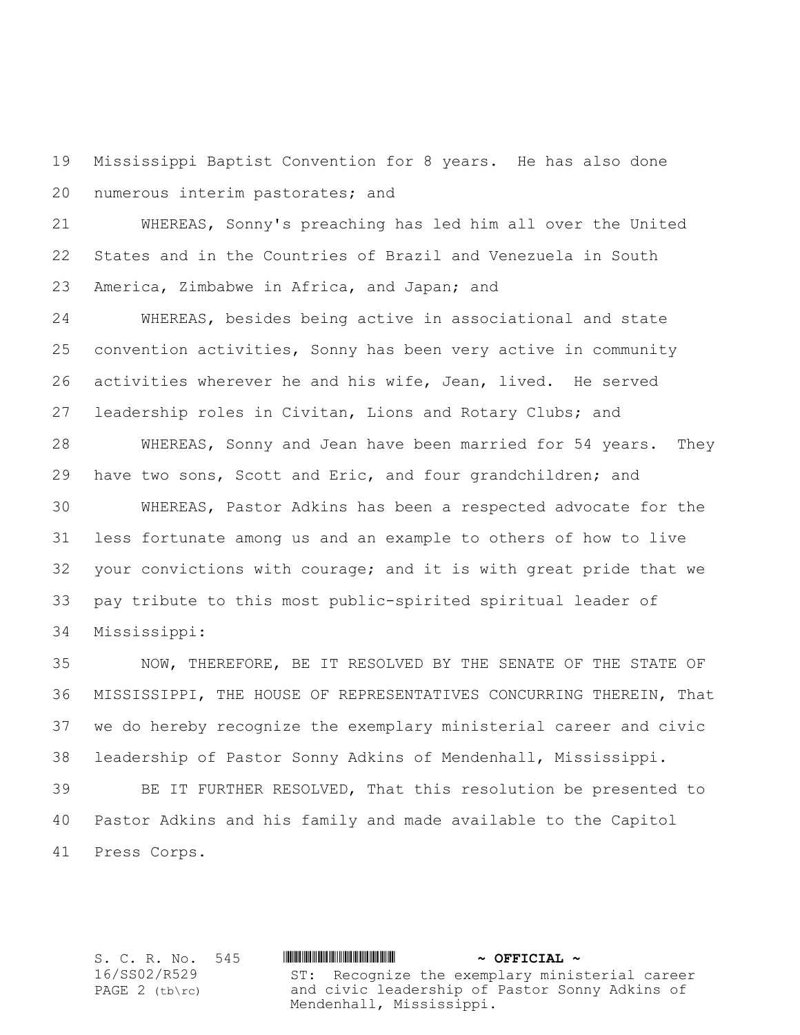Mississippi Baptist Convention for 8 years. He has also done numerous interim pastorates; and

WHEREAS, Sonny's preaching has led him all over the United States and in the Countries of Brazil and Venezuela in South America, Zimbabwe in Africa, and Japan; and

WHEREAS, besides being active in associational and state convention activities, Sonny has been very active in community activities wherever he and his wife, Jean, lived. He served leadership roles in Civitan, Lions and Rotary Clubs; and

WHEREAS, Sonny and Jean have been married for 54 years. They have two sons, Scott and Eric, and four grandchildren; and

WHEREAS, Pastor Adkins has been a respected advocate for the less fortunate among us and an example to others of how to live your convictions with courage; and it is with great pride that we pay tribute to this most public-spirited spiritual leader of Mississippi:

NOW, THEREFORE, BE IT RESOLVED BY THE SENATE OF THE STATE OF MISSISSIPPI, THE HOUSE OF REPRESENTATIVES CONCURRING THEREIN, That we do hereby recognize the exemplary ministerial career and civic leadership of Pastor Sonny Adkins of Mendenhall, Mississippi.

BE IT FURTHER RESOLVED, That this resolution be presented to Pastor Adkins and his family and made available to the Capitol Press Corps.